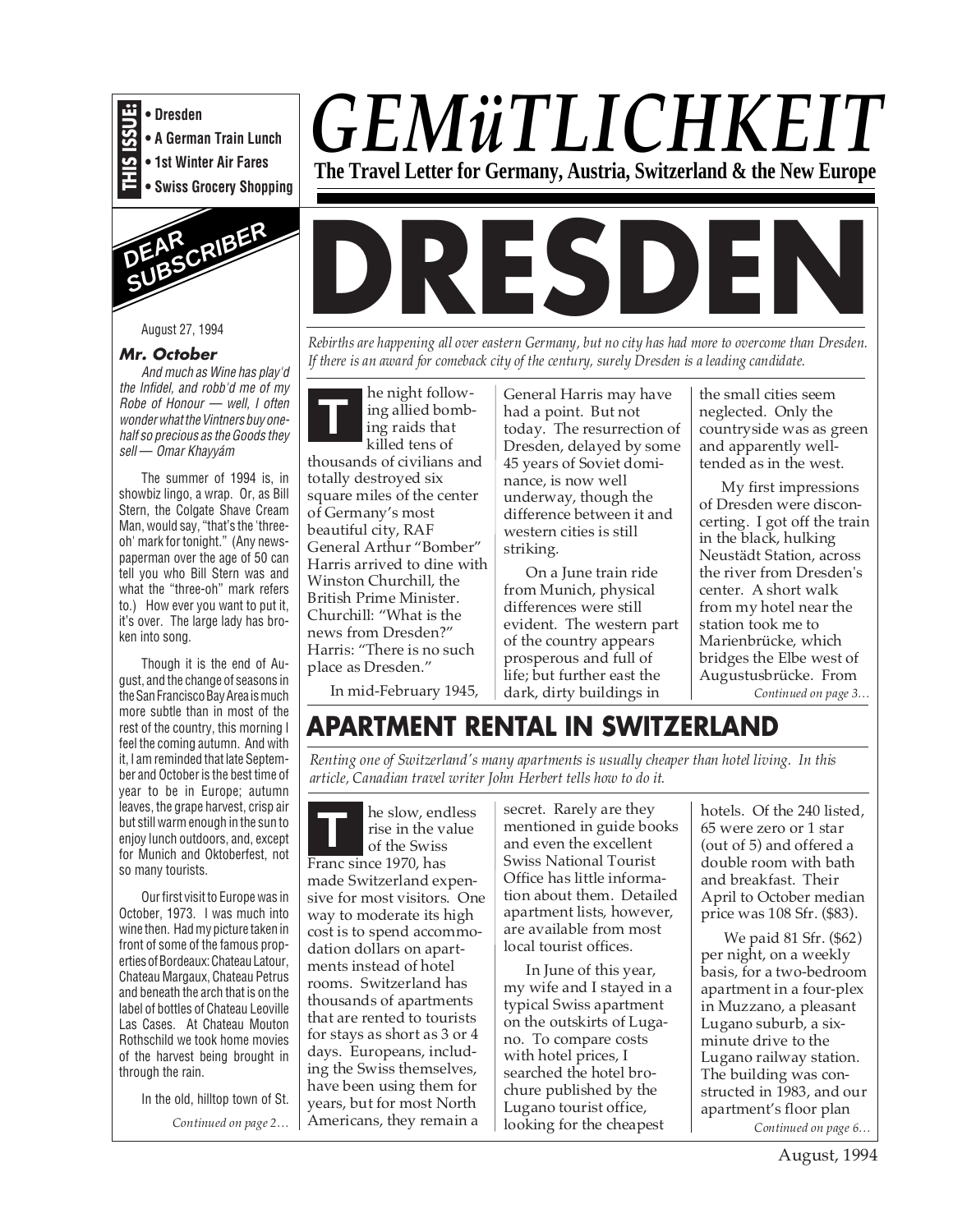**THIS ISSUE:**
- Dresden
- A German Train Lunch
- 1st Winter Air Fares
- Swiss Grocery Shopping

# *GEMüTLICHKEIT*

**The Travel Letter for Germany, Austria, Switzerland & the New Europe**

## DEAR SUBSCRIBER

August 27, 1994

### *Mr. October*

*And much as Wine has play'd the Infidel, and robb'd me of my Robe of Honour — well, I often wonder what the Vintners buy one-half so precious as the Goods they sell — Omar Khayyám*

The summer of 1994 is, in showbiz lingo, a wrap. Or, as Bill Stern, the Colgate Shave Cream Man, would say, "that's the 'three-oh' mark for tonight." (Any newspaperman over the age of 50 can tell you who Bill Stern was and what the "three-oh" mark refers to.) How ever you want to put it, it's over. The large lady has broken into song.

Though it is the end of August, and the change of seasons in the San Francisco Bay Area is much more subtle than in most of the rest of the country, this morning I feel the coming autumn. And with it, I am reminded that late September and October is the best time of year to be in Europe; autumn leaves, the grape harvest, crisp air but still warm enough in the sun to enjoy lunch outdoors, and, except for Munich and Oktoberfest, not so many tourists.

Our first visit to Europe was in October, 1973. I was much into wine then. Had my picture taken in front of some of the famous properties of Bordeaux: Chateau Latour, Chateau Margaux, Chateau Petrus and beneath the arch that is on the label of bottles of Chateau Leoville Las Cases. At Chateau Mouton Rothschild we took home movies of the harvest being brought in through the rain.

In the old, hilltop town of St.

*Continued on page 2…*

# DRESDEN

*Rebirths are happening all over eastern Germany, but no city has had more to overcome than Dresden. If there is an award for comeback city of the century, surely Dresden is a leading candidate.*

The night following allied bombing raids that killed tens of thousands of civilians and totally destroyed six square miles of the center of Germany's most beautiful city, RAF General Arthur "Bomber" Harris arrived to dine with Winston Churchill, the British Prime Minister. Churchill: "What is the news from Dresden?" Harris: "There is no such place as Dresden."

In mid-February 1945, General Harris may have had a point. But not today. The resurrection of Dresden, delayed by some 45 years of Soviet dominance, is now well underway, though the difference between it and western cities is still striking.

On a June train ride from Munich, physical differences were still evident. The western part of the country appears prosperous and full of life; but further east the dark, dirty buildings in the small cities seem neglected. Only the countryside was as green and apparently well-tended as in the west.

My first impressions of Dresden were disconcerting. I got off the train in the black, hulking Neustädt Station, across the river from Dresden's center. A short walk from my hotel near the station took me to Marienbrücke, which bridges the Elbe west of Augustusbrücke. From

*Continued on page 3…*

## APARTMENT RENTAL IN SWITZERLAND

*Renting one of Switzerland's many apartments is usually cheaper than hotel living. In this article, Canadian travel writer John Herbert tells how to do it.*

The slow, endless rise in the value of the Swiss Franc since 1970, has made Switzerland expensive for most visitors. One way to moderate its high cost is to spend accommodation dollars on apartments instead of hotel rooms. Switzerland has thousands of apartments that are rented to tourists for stays as short as 3 or 4 days. Europeans, including the Swiss themselves, have been using them for years, but for most North Americans, they remain a secret. Rarely are they mentioned in guide books and even the excellent Swiss National Tourist Office has little information about them. Detailed apartment lists, however, are available from most local tourist offices.

In June of this year, my wife and I stayed in a typical Swiss apartment on the outskirts of Lugano. To compare costs with hotel prices, I searched the hotel brochure published by the Lugano tourist office, looking for the cheapest hotels. Of the 240 listed, 65 were zero or 1 star (out of 5) and offered a double room with bath and breakfast. Their April to October median price was 108 Sfr. ($83).

We paid 81 Sfr. ($62) per night, on a weekly basis, for a two-bedroom apartment in a four-plex in Muzzano, a pleasant Lugano suburb, a six-minute drive to the Lugano railway station. The building was constructed in 1983, and our apartment's floor plan

*Continued on page 6…*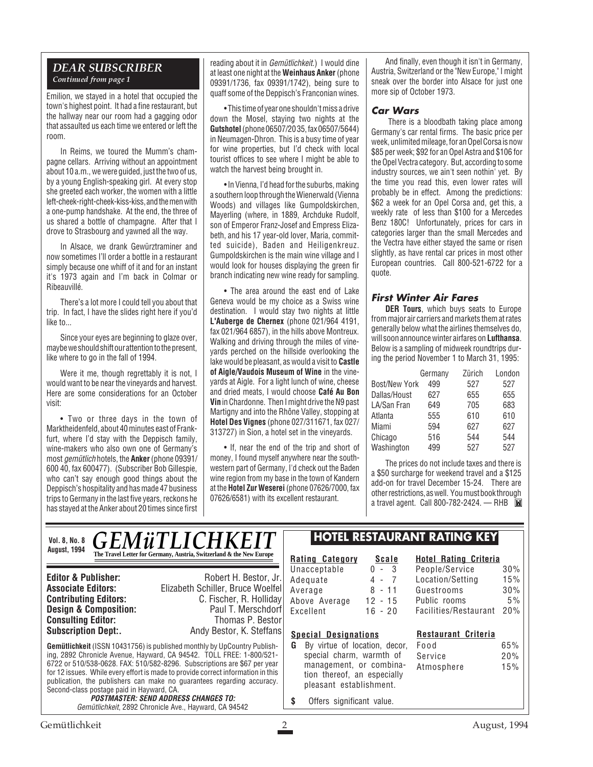## DEAR SUBSCRIBER

*Continued from page 1*

Emilion, we stayed in a hotel that occupied the town's highest point. It had a fine restaurant, but the hallway near our room had a gagging odor that assaulted us each time we entered or left the room.

In Reims, we toured the Mumm's champagne cellars. Arriving without an appointment about 10 a.m., we were guided, just the two of us, by a young English-speaking girl. At every stop she greeted each worker, the women with a little left-cheek-right-cheek-kiss-kiss, and the men with a one-pump handshake. At the end, the three of us shared a bottle of champagne. After that I drove to Strasbourg and yawned all the way.

In Alsace, we drank Gewürztraminer and now sometimes I'll order a bottle in a restaurant simply because one whiff of it and for an instant it's 1973 again and I'm back in Colmar or Ribeauvillé.

There's a lot more I could tell you about that trip. In fact, I have the slides right here if you'd like to...

Since your eyes are beginning to glaze over, maybe we should shift our attention to the present, like where to go in the fall of 1994.

Were it me, though regrettably it is not, I would want to be near the vineyards and harvest. Here are some considerations for an October visit:

• Two or three days in the town of Marktheidenfeld, about 40 minutes east of Frankfurt, where I'd stay with the Deppisch family, wine-makers who also own one of Germany's most *gemütlich* hotels, the **Anker** (phone 09391/600 40, fax 600477). (Subscriber Bob Gillespie, who can't say enough good things about the Deppisch's hospitality and has made 47 business trips to Germany in the last five years, reckons he has stayed at the Anker about 20 times since first reading about it in *Gemütlichkeit*.) I would dine at least one night at the **Weinhaus Anker** (phone 09391/1736, fax 09391/1742), being sure to quaff some of the Deppisch's Franconian wines.

• This time of year one shouldn't miss a drive down the Mosel, staying two nights at the **Gutshotel** (phone 06507/20 35, fax 06507/5644) in Neumagen-Dhron. This is a busy time of year for wine properties, but I'd check with local tourist offices to see where I might be able to watch the harvest being brought in.

• In Vienna, I'd head for the suburbs, making a southern loop through the Wienerwald (Vienna Woods) and villages like Gumpoldskirchen, Mayerling (where, in 1889, Archduke Rudolf, son of Emperor Franz-Josef and Empress Elizabeth, and his 17 year-old lover, Maria, committed suicide), Baden and Heiligenkreuz. Gumpoldskirchen is the main wine village and I would look for houses displaying the green fir branch indicating new wine ready for sampling.

• The area around the east end of Lake Geneva would be my choice as a Swiss wine destination. I would stay two nights at little **L'Auberge de Chernex** (phone 021/964 4191, fax 021/964 6857), in the hills above Montreux. Walking and driving through the miles of vineyards perched on the hillside overlooking the lake would be pleasant, as would a visit to **Castle of Aigle/Vaudois Museum of Wine** in the vineyards at Aigle. For a light lunch of wine, cheese and dried meats, I would choose **Café Au Bon Vin** in Chardonne. Then I might drive the N9 past Martigny and into the Rhône Valley, stopping at **Hotel Des Vignes** (phone 027/311671, fax 027/313727) in Sion, a hotel set in the vineyards.

• If, near the end of the trip and short of money, I found myself anywhere near the southwestern part of Germany, I'd check out the Baden wine region from my base in the town of Kandern at the **Hotel Zur Weserei** (phone 07626/7000, fax 07626/6581) with its excellent restaurant.

And finally, even though it isn't in Germany, Austria, Switzerland or the "New Europe," I might sneak over the border into Alsace for just one more sip of October 1973.

### Car Wars

There is a bloodbath taking place among Germany's car rental firms. The basic price per week, unlimited mileage, for an Opel Corsa is now $85 per week; $92 for an Opel Astra and $106 for the Opel Vectra category. But, according to some industry sources, we ain't seen nothin' yet. By the time you read this, even lower rates will probably be in effect. Among the predictions: $62 a week for an Opel Corsa and, get this, a weekly rate of less than $100 for a Mercedes Benz 180C! Unfortunately, prices for cars in categories larger than the small Mercedes and the Vectra have either stayed the same or risen slightly, as have rental car prices in most other European countries. Call 800-521-6722 for a quote.

### First Winter Air Fares

**DER Tours**, which buys seats to Europe from major air carriers and markets them at rates generally below what the airlines themselves do, will soon announce winter airfares on **Lufthansa**. Below is a sampling of midweek roundtrips during the period November 1 to March 31, 1995:

| | Germany | Zürich | London |
|---|---|---|---|
| Bost/New York | 499 | 527 | 527 |
| Dallas/Houst | 627 | 655 | 655 |
| LA/San Fran | 649 | 705 | 683 |
| Atlanta | 555 | 610 | 610 |
| Miami | 594 | 627 | 627 |
| Chicago | 516 | 544 | 544 |
| Washington | 499 | 527 | 527 |

The prices do not include taxes and there is a $50 surcharge for weekend travel and a $125 add-on for travel December 15-24. There are other restrictions, as well. You must book through a travel agent. Call 800-782-2424. — RHB

---

**Vol. 8, No. 8**
**August, 1994**

# GEMüTLICHKEIT

**The Travel Letter for Germany, Austria, Switzerland & the New Europe**

| | |
|---|---|
| **Editor & Publisher:** | Robert H. Bestor, Jr. |
| **Associate Editors:** | Elizabeth Schiller, Bruce Woelfel |
| **Contributing Editors:** | C. Fischer, R. Holliday |
| **Design & Composition:** | Paul T. Merschdorf |
| **Consulting Editor:** | Thomas P. Bestor |
| **Subscription Dept:.** | Andy Bestor, K. Steffans |

**Gemütlichkeit** (ISSN 10431756) is published monthly by UpCountry Publishing, 2892 Chronicle Avenue, Hayward, CA 94542. TOLL FREE: 1-800/521-6722 or 510/538-0628. FAX: 510/582-8296. Subscriptions are $67 per year for 12 issues. While every effort is made to provide correct information in this publication, the publishers can make no guarantees regarding accuracy. Second-class postage paid in Hayward, CA.

***POSTMASTER: SEND ADDRESS CHANGES TO:***
*Gemütlichkeit*, 2892 Chronicle Ave., Hayward, CA 94542

## HOTEL RESTAURANT RATING KEY

| Rating Category | Scale |
|---|---|
| Unacceptable | 0 - 3 |
| Adequate | 4 - 7 |
| Average | 8 - 11 |
| Above Average | 12 - 15 |
| Excellent | 16 - 20 |

| Hotel Rating Criteria | |
|---|---|
| People/Service | 30% |
| Location/Setting | 15% |
| Guestrooms | 30% |
| Public rooms | 5% |
| Facilities/Restaurant | 20% |

**Special Designations**

**G** By virtue of location, decor, special charm, warmth of management, or combination thereof, an especially pleasant establishment.

**$** Offers significant value.

| Restaurant Criteria | |
|---|---|
| Food | 65% |
| Service | 20% |
| Atmosphere | 15% |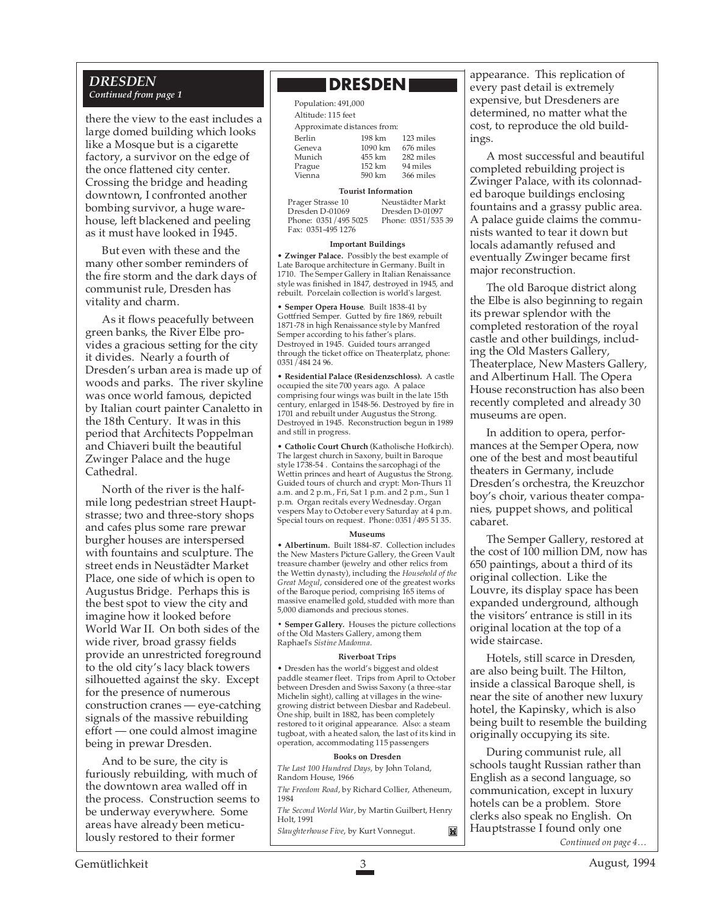## DRESDEN

*Continued from page 1*

there the view to the east includes a large domed building which looks like a Mosque but is a cigarette factory, a survivor on the edge of the once flattened city center. Crossing the bridge and heading downtown, I confronted another bombing survivor, a huge warehouse, left blackened and peeling as it must have looked in 1945.

But even with these and the many other somber reminders of the fire storm and the dark days of communist rule, Dresden has vitality and charm.

As it flows peacefully between green banks, the River Elbe provides a gracious setting for the city it divides. Nearly a fourth of Dresden's urban area is made up of woods and parks. The river skyline was once world famous, depicted by Italian court painter Canaletto in the 18th Century. It was in this period that Architects Poppelman and Chiaveri built the beautiful Zwinger Palace and the huge Cathedral.

North of the river is the half-mile long pedestrian street Hauptstrasse; two and three-story shops and cafes plus some rare prewar burgher houses are interspersed with fountains and sculpture. The street ends in Neustädter Market Place, one side of which is open to Augustus Bridge. Perhaps this is the best spot to view the city and imagine how it looked before World War II. On both sides of the wide river, broad grassy fields provide an unrestricted foreground to the old city's lacy black towers silhouetted against the sky. Except for the presence of numerous construction cranes — eye-catching signals of the massive rebuilding effort — one could almost imagine being in prewar Dresden.

And to be sure, the city is furiously rebuilding, with much of the downtown area walled off in the process. Construction seems to be underway everywhere. Some areas have already been meticulously restored to their former appearance. This replication of every past detail is extremely expensive, but Dresdeners are determined, no matter what the cost, to reproduce the old buildings.

A most successful and beautiful completed rebuilding project is Zwinger Palace, with its colonnaded baroque buildings enclosing fountains and a grassy public area. A palace guide claims the communists wanted to tear it down but locals adamantly refused and eventually Zwinger became first major reconstruction.

The old Baroque district along the Elbe is also beginning to regain its prewar splendor with the completed restoration of the royal castle and other buildings, including the Old Masters Gallery, Theaterplace, New Masters Gallery, and Albertinum Hall. The Opera House reconstruction has also been recently completed and already 30 museums are open.

In addition to opera, performances at the Semper Opera, now one of the best and most beautiful theaters in Germany, include Dresden's orchestra, the Kreuzchor boy's choir, various theater companies, puppet shows, and political cabaret.

The Semper Gallery, restored at the cost of 100 million DM, now has 650 paintings, about a third of its original collection. Like the Louvre, its display space has been expanded underground, although the visitors' entrance is still in its original location at the top of a wide staircase.

Hotels, still scarce in Dresden, are also being built. The Hilton, inside a classical Baroque shell, is near the site of another new luxury hotel, the Kapinsky, which is also being built to resemble the building originally occupying its site.

During communist rule, all schools taught Russian rather than English as a second language, so communication, except in luxury hotels can be a problem. Store clerks also speak no English. On Hauptstrasse I found only one

*Continued on page 4…*

---

## DRESDEN

Population: 491,000

Altitude: 115 feet

Approximate distances from:

| | | |
|---|---|---|
| Berlin | 198 km | 123 miles |
| Geneva | 1090 km | 676 miles |
| Munich | 455 km | 282 miles |
| Prague | 152 km | 94 miles |
| Vienna | 590 km | 366 miles |

**Tourist Information**

Prager Strasse 10
Dresden D-01069
Phone: 0351/495 5025
Fax: 0351-495 1276

Neustädter Markt
Dresden D-01097
Phone: 0351/535 39

**Important Buildings**

• **Zwinger Palace.** Possibly the best example of Late Baroque architecture in Germany. Built in 1710. The Semper Gallery in Italian Renaissance style was finished in 1847, destroyed in 1945, and rebuilt. Porcelain collection is world's largest.

• **Semper Opera House**. Built 1838-41 by Gottfried Semper. Gutted by fire 1869, rebuilt 1871-78 in high Renaissance style by Manfred Semper according to his father's plans. Destroyed in 1945. Guided tours arranged through the ticket office on Theaterplatz, phone: 0351/484 24 96.

• **Residential Palace (Residenzschloss).** A castle occupied the site 700 years ago. A palace comprising four wings was built in the late 15th century, enlarged in 1548-56. Destroyed by fire in 1701 and rebuilt under Augustus the Strong. Destroyed in 1945. Reconstruction begun in 1989 and still in progress.

• **Catholic Court Church** (Katholische Hofkirch). The largest church in Saxony, built in Baroque style 1738-54 . Contains the sarcophagi of the Wettin princes and heart of Augustus the Strong. Guided tours of church and crypt: Mon-Thurs 11 a.m. and 2 p.m., Fri, Sat 1 p.m. and 2 p.m., Sun 1 p.m. Organ recitals every Wednesday. Organ vespers May to October every Saturday at 4 p.m. Special tours on request. Phone: 0351/495 51 35.

**Museums**

• **Albertinum.** Built 1884-87. Collection includes the New Masters Picture Gallery, the Green Vault treasure chamber (jewelry and other relics from the Wettin dynasty), including the *Household of the Great Mogul*, considered one of the greatest works of the Baroque period, comprising 165 items of massive enamelled gold, studded with more than 5,000 diamonds and precious stones.

• **Semper Gallery.** Houses the picture collections of the Old Masters Gallery, among them Raphael's *Sistine Madonna*.

**Riverboat Trips**

• Dresden has the world's biggest and oldest paddle steamer fleet. Trips from April to October between Dresden and Swiss Saxony (a three-star Michelin sight), calling at villages in the wine-growing district between Diesbar and Radebeul. One ship, built in 1882, has been completely restored to it original appearance. Also: a steam tugboat, with a heated salon, the last of its kind in operation, accommodating 115 passengers

**Books on Dresden**

*The Last 100 Hundred Days*, by John Toland, Random House, 1966

*The Freedom Road*, by Richard Collier, Atheneum, 1984

*The Second World War*, by Martin Guilbert, Henry Holt, 1991

*Slaughterhouse Five*, by Kurt Vonnegut.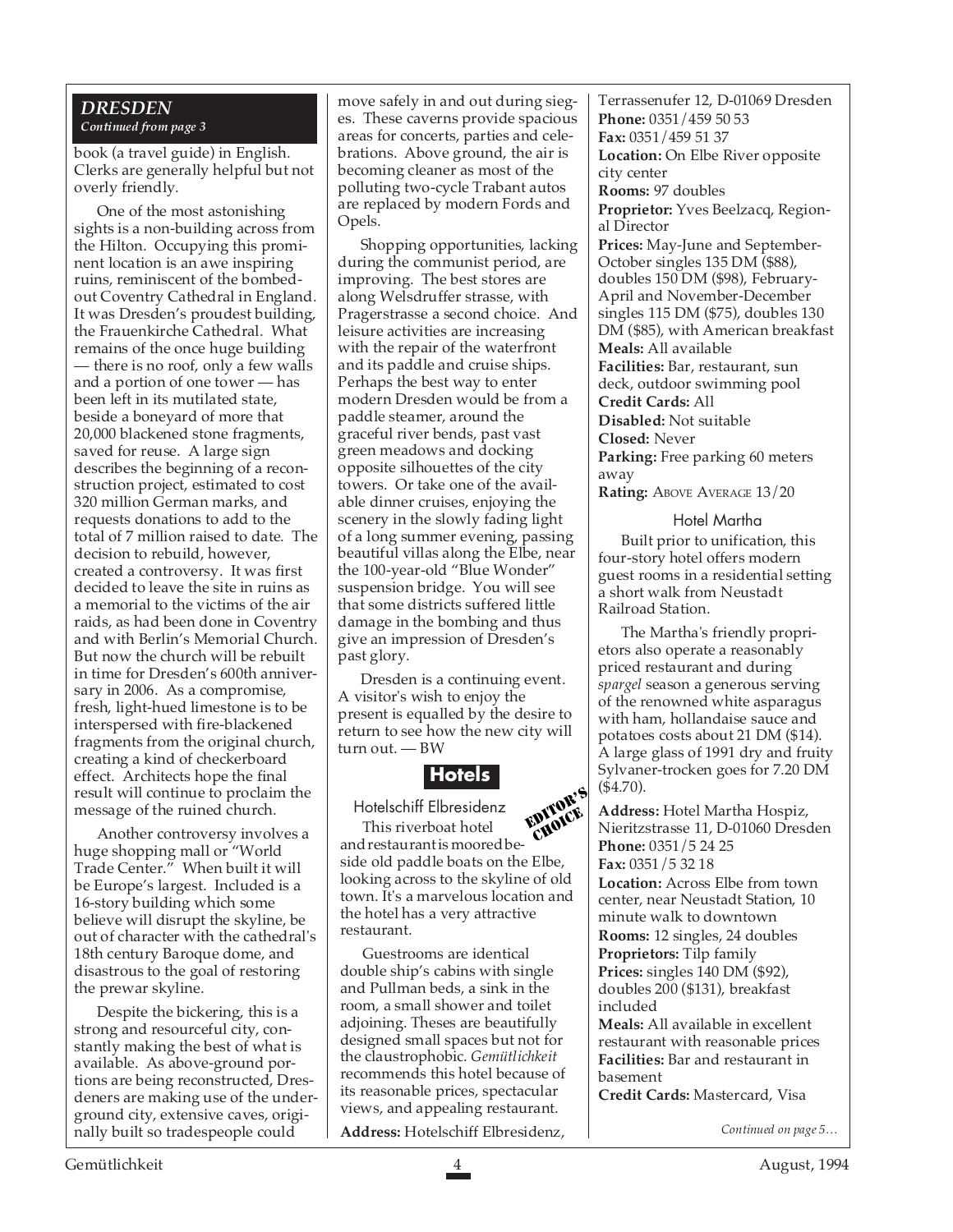## DRESDEN

*Continued from page 3*

book (a travel guide) in English. Clerks are generally helpful but not overly friendly.

One of the most astonishing sights is a non-building across from the Hilton. Occupying this prominent location is an awe inspiring ruins, reminiscent of the bombed-out Coventry Cathedral in England. It was Dresden's proudest building, the Frauenkirche Cathedral. What remains of the once huge building — there is no roof, only a few walls and a portion of one tower — has been left in its mutilated state, beside a boneyard of more that 20,000 blackened stone fragments, saved for reuse. A large sign describes the beginning of a reconstruction project, estimated to cost 320 million German marks, and requests donations to add to the total of 7 million raised to date. The decision to rebuild, however, created a controversy. It was first decided to leave the site in ruins as a memorial to the victims of the air raids, as had been done in Coventry and with Berlin's Memorial Church. But now the church will be rebuilt in time for Dresden's 600th anniversary in 2006. As a compromise, fresh, light-hued limestone is to be interspersed with fire-blackened fragments from the original church, creating a kind of checkerboard effect. Architects hope the final result will continue to proclaim the message of the ruined church.

Another controversy involves a huge shopping mall or "World Trade Center." When built it will be Europe's largest. Included is a 16-story building which some believe will disrupt the skyline, be out of character with the cathedral's 18th century Baroque dome, and disastrous to the goal of restoring the prewar skyline.

Despite the bickering, this is a strong and resourceful city, constantly making the best of what is available. As above-ground portions are being reconstructed, Dresdeners are making use of the underground city, extensive caves, originally built so tradespeople could move safely in and out during sieges. These caverns provide spacious areas for concerts, parties and celebrations. Above ground, the air is becoming cleaner as most of the polluting two-cycle Trabant autos are replaced by modern Fords and Opels.

Shopping opportunities, lacking during the communist period, are improving. The best stores are along Welsdruffer strasse, with Pragerstrasse a second choice. And leisure activities are increasing with the repair of the waterfront and its paddle and cruise ships. Perhaps the best way to enter modern Dresden would be from a paddle steamer, around the graceful river bends, past vast green meadows and docking opposite silhouettes of the city towers. Or take one of the available dinner cruises, enjoying the scenery in the slowly fading light of a long summer evening, passing beautiful villas along the Elbe, near the 100-year-old "Blue Wonder" suspension bridge. You will see that some districts suffered little damage in the bombing and thus give an impression of Dresden's past glory.

Dresden is a continuing event. A visitor's wish to enjoy the present is equalled by the desire to return to see how the new city will turn out. — BW

## Hotels

### Hotelschiff Elbresidenz

EDITOR'S CHOICE

This riverboat hotel and restaurant is moored beside old paddle boats on the Elbe, looking across to the skyline of old town. It's a marvelous location and the hotel has a very attractive restaurant.

Guestrooms are identical double ship's cabins with single and Pullman beds, a sink in the room, a small shower and toilet adjoining. Theses are beautifully designed small spaces but not for the claustrophobic. *Gemütlichkeit* recommends this hotel because of its reasonable prices, spectacular views, and appealing restaurant.

**Address:** Hotelschiff Elbresidenz, Terrassenufer 12, D-01069 Dresden
**Phone:** 0351/459 50 53
**Fax:** 0351/459 51 37
**Location:** On Elbe River opposite city center
**Rooms:** 97 doubles
**Proprietor:** Yves Beelzacq, Regional Director
**Prices:** May-June and September-October singles 135 DM ($88), doubles 150 DM ($98), February-April and November-December singles 115 DM ($75), doubles 130 DM ($85), with American breakfast
**Meals:** All available
**Facilities:** Bar, restaurant, sun deck, outdoor swimming pool
**Credit Cards:** All
**Disabled:** Not suitable
**Closed:** Never
**Parking:** Free parking 60 meters away
**Rating:** ABOVE AVERAGE 13/20

### Hotel Martha

Built prior to unification, this four-story hotel offers modern guest rooms in a residential setting a short walk from Neustadt Railroad Station.

The Martha's friendly proprietors also operate a reasonably priced restaurant and during *spargel* season a generous serving of the renowned white asparagus with ham, hollandaise sauce and potatoes costs about 21 DM ($14). A large glass of 1991 dry and fruity Sylvaner-trocken goes for 7.20 DM ($4.70).

**Address:** Hotel Martha Hospiz, Nieritzstrasse 11, D-01060 Dresden
**Phone:** 0351/5 24 25
**Fax:** 0351/5 32 18
**Location:** Across Elbe from town center, near Neustadt Station, 10 minute walk to downtown
**Rooms:** 12 singles, 24 doubles
**Proprietors:** Tilp family
**Prices:** singles 140 DM ($92), doubles 200 ($131), breakfast included
**Meals:** All available in excellent restaurant with reasonable prices
**Facilities:** Bar and restaurant in basement
**Credit Cards:** Mastercard, Visa

*Continued on page 5…*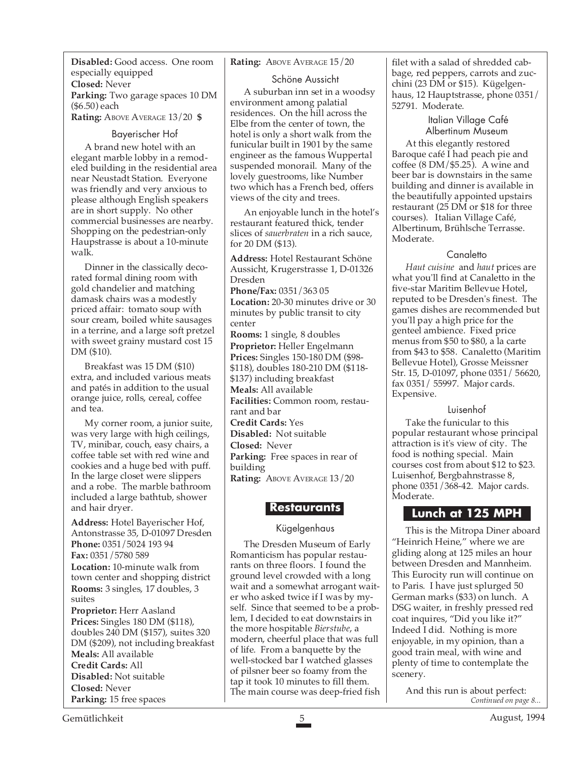**Disabled:** Good access. One room especially equipped
**Closed:** Never
**Parking:** Two garage spaces 10 DM ($6.50) each
**Rating:** ABOVE AVERAGE 13/20 **$**

### Bayerischer Hof

A brand new hotel with an elegant marble lobby in a remodeled building in the residential area near Neustadt Station. Everyone was friendly and very anxious to please although English speakers are in short supply. No other commercial businesses are nearby. Shopping on the pedestrian-only Haupstrasse is about a 10-minute walk.

Dinner in the classically decorated formal dining room with gold chandelier and matching damask chairs was a modestly priced affair: tomato soup with sour cream, boiled white sausages in a terrine, and a large soft pretzel with sweet grainy mustard cost 15 DM ($10).

Breakfast was 15 DM ($10) extra, and included various meats and patés in addition to the usual orange juice, rolls, cereal, coffee and tea.

My corner room, a junior suite, was very large with high ceilings, TV, minibar, couch, easy chairs, a coffee table set with red wine and cookies and a huge bed with puff. In the large closet were slippers and a robe. The marble bathroom included a large bathtub, shower and hair dryer.

**Address:** Hotel Bayerischer Hof, Antonstrasse 35, D-01097 Dresden
**Phone:** 0351/5024 193 94
**Fax:** 0351/5780 589
**Location:** 10-minute walk from town center and shopping district
**Rooms:** 3 singles, 17 doubles, 3 suites
**Proprietor:** Herr Aasland
**Prices:** Singles 180 DM ($118), doubles 240 DM ($157), suites 320 DM ($209), not including breakfast
**Meals:** All available
**Credit Cards:** All
**Disabled:** Not suitable
**Closed:** Never
**Parking:** 15 free spaces
**Rating:** ABOVE AVERAGE 15/20

### Schöne Aussicht

A suburban inn set in a woodsy environment among palatial residences. On the hill across the Elbe from the center of town, the hotel is only a short walk from the funicular built in 1901 by the same engineer as the famous Wuppertal suspended monorail. Many of the lovely guestrooms, like Number two which has a French bed, offers views of the city and trees.

An enjoyable lunch in the hotel's restaurant featured thick, tender slices of *sauerbraten* in a rich sauce, for 20 DM ($13).

**Address:** Hotel Restaurant Schöne Aussicht, Krugerstrasse 1, D-01326 Dresden
**Phone/Fax:** 0351/363 05
**Location:** 20-30 minutes drive or 30 minutes by public transit to city center
**Rooms:** 1 single, 8 doubles
**Proprietor:** Heller Engelmann
**Prices:** Singles 150-180 DM ($98-$118), doubles 180-210 DM ($118-$137) including breakfast
**Meals:** All available
**Facilities:** Common room, restaurant and bar
**Credit Cards:** Yes
**Disabled:** Not suitable
**Closed:** Never
**Parking:** Free spaces in rear of building
**Rating:** ABOVE AVERAGE 13/20

## Restaurants

### Kügelgenhaus

The Dresden Museum of Early Romanticism has popular restaurants on three floors. I found the ground level crowded with a long wait and a somewhat arrogant waiter who asked twice if I was by myself. Since that seemed to be a problem, I decided to eat downstairs in the more hospitable *Bierstube*, a modern, cheerful place that was full of life. From a banquette by the well-stocked bar I watched glasses of pilsner beer so foamy from the tap it took 10 minutes to fill them. The main course was deep-fried fish filet with a salad of shredded cabbage, red peppers, carrots and zucchini (23 DM or $15). Kügelgenhaus, 12 Hauptstrasse, phone 0351/52791. Moderate.

### Italian Village Café Albertinum Museum

At this elegantly restored Baroque café I had peach pie and coffee (8 DM/$5.25). A wine and beer bar is downstairs in the same building and dinner is available in the beautifully appointed upstairs restaurant (25 DM or $18 for three courses). Italian Village Café, Albertinum, Brühlsche Terrasse. Moderate.

### Canaletto

*Haut cuisine* and *haut* prices are what you'll find at Canaletto in the five-star Maritim Bellevue Hotel, reputed to be Dresden's finest. The games dishes are recommended but you'll pay a high price for the genteel ambience. Fixed price menus from $50 to $80, a la carte from $43 to 58. Canaletto (Maritim Bellevue Hotel), Grosse Meissner Str. 15, D-01097, phone 0351/ 56620, fax 0351/ 55997. Major cards. Expensive.

### Luisenhof

Take the funicular to this popular restaurant whose principal attraction is it's view of city. The food is nothing special. Main courses cost from about $12 to $23. Luisenhof, Bergbahnstrasse 8, phone 0351/368-42. Major cards. Moderate.

## Lunch at 125 MPH

This is the Mitropa Diner aboard "Heinrich Heine," where we are gliding along at 125 miles an hour between Dresden and Mannheim. This Eurocity run will continue on to Paris. I have just splurged 50 German marks ($33) on lunch. A DSG waiter, in freshly pressed red coat inquires, "Did you like it?" Indeed I did. Nothing is more enjoyable, in my opinion, than a good train meal, with wine and plenty of time to contemplate the scenery.

And this run is about perfect:

*Continued on page 8...*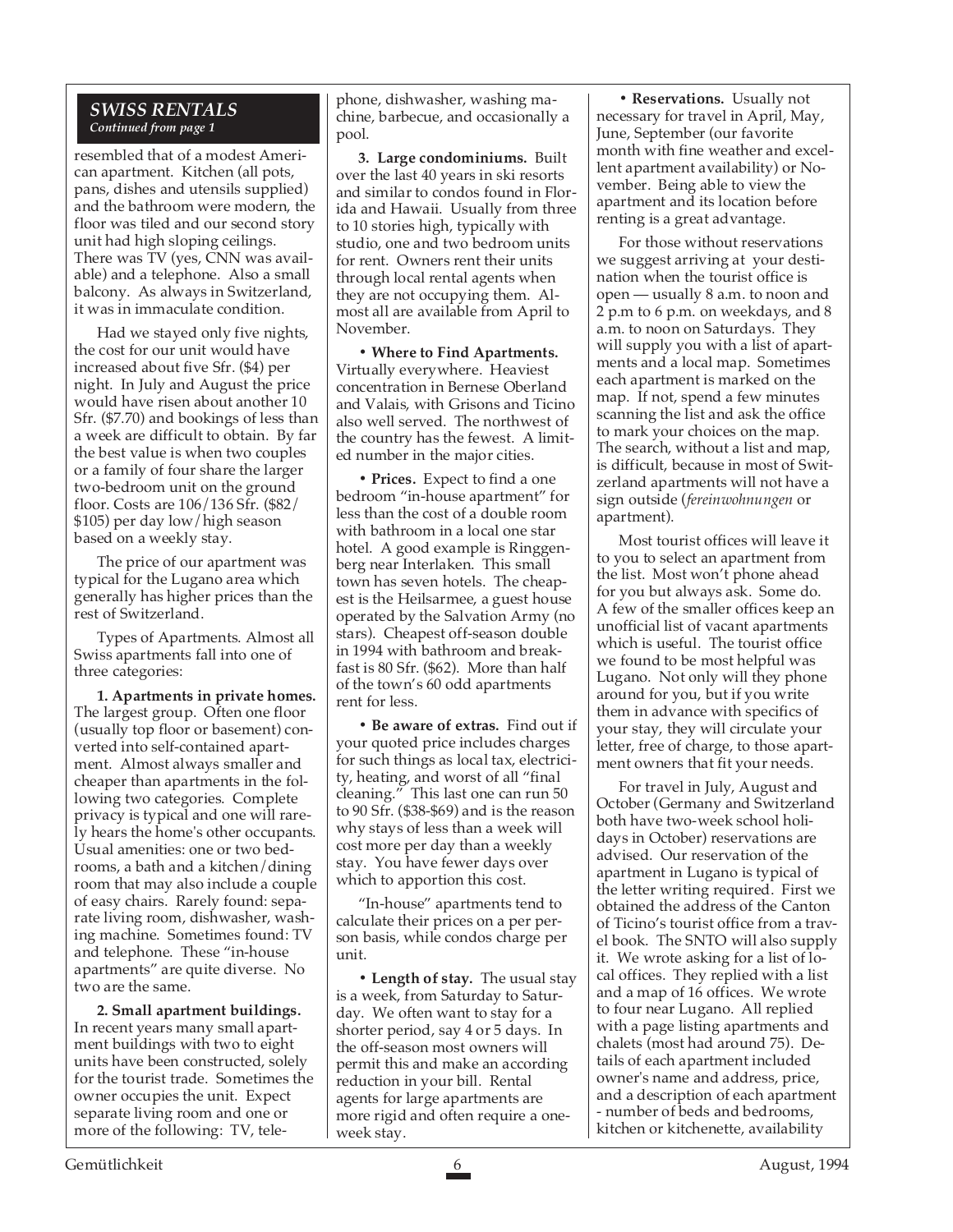### *SWISS RENTALS*
*Continued from page 1*

resembled that of a modest American apartment. Kitchen (all pots, pans, dishes and utensils supplied) and the bathroom were modern, the floor was tiled and our second story unit had high sloping ceilings. There was TV (yes, CNN was available) and a telephone. Also a small balcony. As always in Switzerland, it was in immaculate condition.

Had we stayed only five nights, the cost for our unit would have increased about five Sfr. ($4) per night. In July and August the price would have risen about another 10 Sfr. ($7.70) and bookings of less than a week are difficult to obtain. By far the best value is when two couples or a family of four share the larger two-bedroom unit on the ground floor. Costs are 106/136 Sfr. ($82/ $105) per day low/high season based on a weekly stay.

The price of our apartment was typical for the Lugano area which generally has higher prices than the rest of Switzerland.

Types of Apartments. Almost all Swiss apartments fall into one of three categories:

**1. Apartments in private homes.** The largest group. Often one floor (usually top floor or basement) converted into self-contained apartment. Almost always smaller and cheaper than apartments in the following two categories. Complete privacy is typical and one will rarely hears the home's other occupants. Usual amenities: one or two bedrooms, a bath and a kitchen/dining room that may also include a couple of easy chairs. Rarely found: separate living room, dishwasher, washing machine. Sometimes found: TV and telephone. These "in-house apartments" are quite diverse. No two are the same.

**2. Small apartment buildings.** In recent years many small apartment buildings with two to eight units have been constructed, solely for the tourist trade. Sometimes the owner occupies the unit. Expect separate living room and one or more of the following: TV, telephone, dishwasher, washing machine, barbecue, and occasionally a pool.

**3. Large condominiums.** Built over the last 40 years in ski resorts and similar to condos found in Florida and Hawaii. Usually from three to 10 stories high, typically with studio, one and two bedroom units for rent. Owners rent their units through local rental agents when they are not occupying them. Almost all are available from April to November.

• **Where to Find Apartments.** Virtually everywhere. Heaviest concentration in Bernese Oberland and Valais, with Grisons and Ticino also well served. The northwest of the country has the fewest. A limited number in the major cities.

• **Prices.** Expect to find a one bedroom "in-house apartment" for less than the cost of a double room with bathroom in a local one star hotel. A good example is Ringgenberg near Interlaken. This small town has seven hotels. The cheapest is the Heilsarmee, a guest house operated by the Salvation Army (no stars). Cheapest off-season double in 1994 with bathroom and breakfast is 80 Sfr. ($62). More than half of the town's 60 odd apartments rent for less.

• **Be aware of extras.** Find out if your quoted price includes charges for such things as local tax, electricity, heating, and worst of all "final cleaning." This last one can run 50 to 90 Sfr. ($38-$69) and is the reason why stays of less than a week will cost more per day than a weekly stay. You have fewer days over which to apportion this cost.

"In-house" apartments tend to calculate their prices on a per person basis, while condos charge per unit.

• **Length of stay.** The usual stay is a week, from Saturday to Saturday. We often want to stay for a shorter period, say 4 or 5 days. In the off-season most owners will permit this and make an according reduction in your bill. Rental agents for large apartments are more rigid and often require a one-week stay.

• **Reservations.** Usually not necessary for travel in April, May, June, September (our favorite month with fine weather and excellent apartment availability) or November. Being able to view the apartment and its location before renting is a great advantage.

For those without reservations we suggest arriving at your destination when the tourist office is open — usually 8 a.m. to noon and 2 p.m to 6 p.m. on weekdays, and 8 a.m. to noon on Saturdays. They will supply you with a list of apartments and a local map. Sometimes each apartment is marked on the map. If not, spend a few minutes scanning the list and ask the office to mark your choices on the map. The search, without a list and map, is difficult, because in most of Switzerland apartments will not have a sign outside (*fereinwohnungen* or apartment).

Most tourist offices will leave it to you to select an apartment from the list. Most won't phone ahead for you but always ask. Some do. A few of the smaller offices keep an unofficial list of vacant apartments which is useful. The tourist office we found to be most helpful was Lugano. Not only will they phone around for you, but if you write them in advance with specifics of your stay, they will circulate your letter, free of charge, to those apartment owners that fit your needs.

For travel in July, August and October (Germany and Switzerland both have two-week school holidays in October) reservations are advised. Our reservation of the apartment in Lugano is typical of the letter writing required. First we obtained the address of the Canton of Ticino's tourist office from a travel book. The SNTO will also supply it. We wrote asking for a list of local offices. They replied with a list and a map of 16 offices. We wrote to four near Lugano. All replied with a page listing apartments and chalets (most had around 75). Details of each apartment included owner's name and address, price, and a description of each apartment - number of beds and bedrooms, kitchen or kitchenette, availability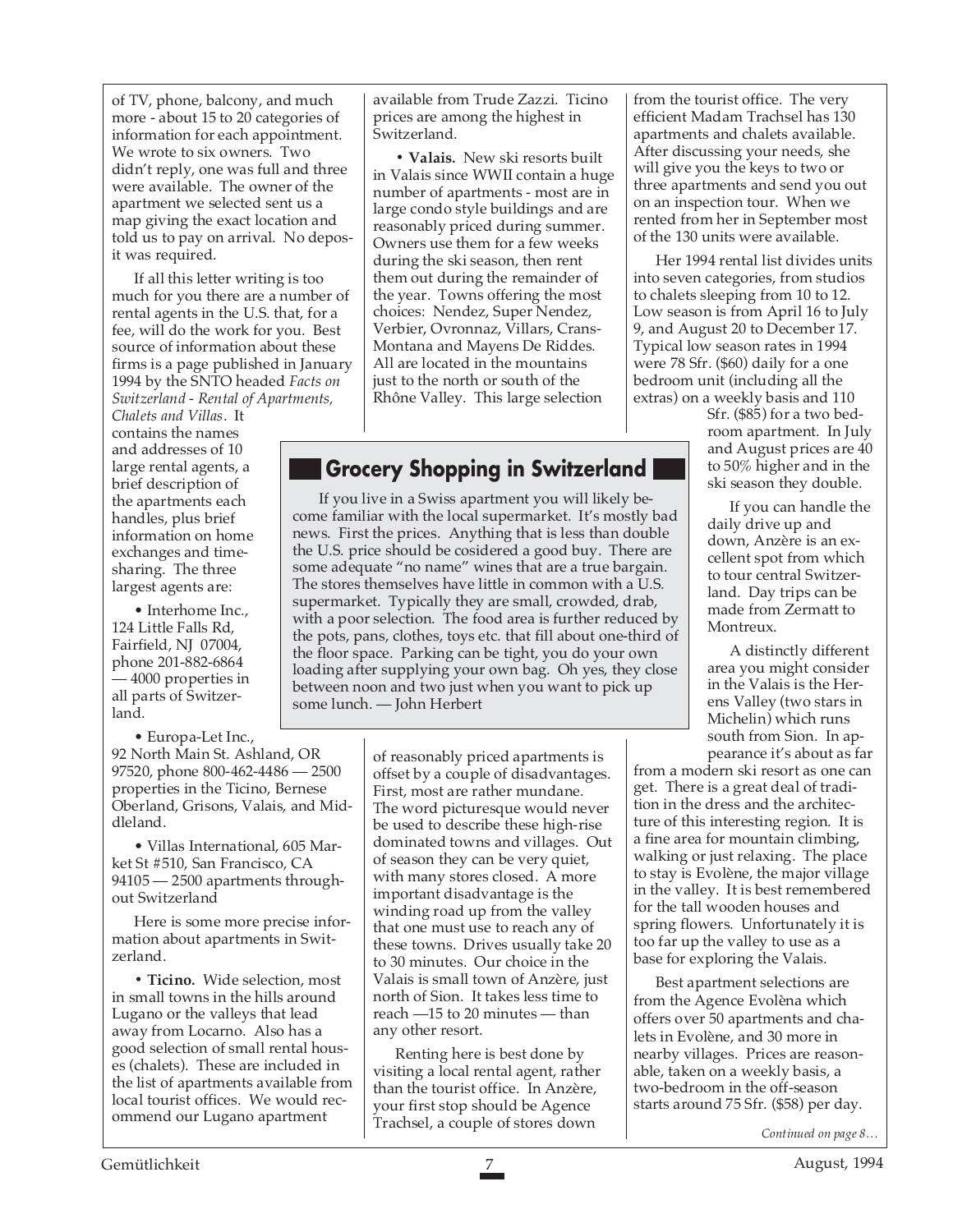of TV, phone, balcony, and much more - about 15 to 20 categories of information for each appointment. We wrote to six owners. Two didn't reply, one was full and three were available. The owner of the apartment we selected sent us a map giving the exact location and told us to pay on arrival. No deposit was required.

If all this letter writing is too much for you there are a number of rental agents in the U.S. that, for a fee, will do the work for you. Best source of information about these firms is a page published in January 1994 by the SNTO headed *Facts on Switzerland - Rental of Apartments, Chalets and Villas*. It contains the names and addresses of 10 large rental agents, a brief description of the apartments each handles, plus brief information on home exchanges and timesharing. The three largest agents are:

• Interhome Inc., 124 Little Falls Rd, Fairfield, NJ 07004, phone 201-882-6864 — 4000 properties in all parts of Switzerland.

• Europa-Let Inc., 92 North Main St. Ashland, OR 97520, phone 800-462-4486 — 2500 properties in the Ticino, Bernese Oberland, Grisons, Valais, and Middleland.

• Villas International, 605 Market St #510, San Francisco, CA 94105 — 2500 apartments throughout Switzerland

Here is some more precise information about apartments in Switzerland.

• **Ticino.** Wide selection, most in small towns in the hills around Lugano or the valleys that lead away from Locarno. Also has a good selection of small rental houses (chalets). These are included in the list of apartments available from local tourist offices. We would recommend our Lugano apartment available from Trude Zazzi. Ticino prices are among the highest in Switzerland.

• **Valais.** New ski resorts built in Valais since WWII contain a huge number of apartments - most are in large condo style buildings and are reasonably priced during summer. Owners use them for a few weeks during the ski season, then rent them out during the remainder of the year. Towns offering the most choices: Nendez, Super Nendez, Verbier, Ovronnaz, Villars, Crans-Montana and Mayens De Riddes. All are located in the mountains just to the north or south of the Rhône Valley. This large selection of reasonably priced apartments is offset by a couple of disadvantages. First, most are rather mundane. The word picturesque would never be used to describe these high-rise dominated towns and villages. Out of season they can be very quiet, with many stores closed. A more important disadvantage is the winding road up from the valley that one must use to reach any of these towns. Drives usually take 20 to 30 minutes. Our choice in the Valais is small town of Anzère, just north of Sion. It takes less time to reach —15 to 20 minutes — than any other resort.

Renting here is best done by visiting a local rental agent, rather than the tourist office. In Anzère, your first stop should be Agence Trachsel, a couple of stores down from the tourist office. The very efficient Madam Trachsel has 130 apartments and chalets available. After discussing your needs, she will give you the keys to two or three apartments and send you out on an inspection tour. When we rented from her in September most of the 130 units were available.

Her 1994 rental list divides units into seven categories, from studios to chalets sleeping from 10 to 12. Low season is from April 16 to July 9, and August 20 to December 17. Typical low season rates in 1994 were 78 Sfr. ($60) daily for a one bedroom unit (including all the extras) on a weekly basis and 110 Sfr. ($85) for a two bedroom apartment. In July and August prices are 40 to 50% higher and in the ski season they double.

If you can handle the daily drive up and down, Anzère is an excellent spot from which to tour central Switzerland. Day trips can be made from Zermatt to Montreux.

A distinctly different area you might consider in the Valais is the Herens Valley (two stars in Michelin) which runs south from Sion. In appearance it's about as far from a modern ski resort as one can get. There is a great deal of tradition in the dress and the architecture of this interesting region. It is a fine area for mountain climbing, walking or just relaxing. The place to stay is Evolène, the major village in the valley. It is best remembered for the tall wooden houses and spring flowers. Unfortunately it is too far up the valley to use as a base for exploring the Valais.

Best apartment selections are from the Agence Evolèna which offers over 50 apartments and chalets in Evolène, and 30 more in nearby villages. Prices are reasonable, taken on a weekly basis, a two-bedroom in the off-season starts around 75 Sfr. ($58) per day.

*Continued on page 8…*

## Grocery Shopping in Switzerland

If you live in a Swiss apartment you will likely become familiar with the local supermarket. It's mostly bad news. First the prices. Anything that is less than double the U.S. price should be cosidered a good buy. There are some adequate "no name" wines that are a true bargain. The stores themselves have little in common with a U.S. supermarket. Typically they are small, crowded, drab, with a poor selection. The food area is further reduced by the pots, pans, clothes, toys etc. that fill about one-third of the floor space. Parking can be tight, you do your own loading after supplying your own bag. Oh yes, they close between noon and two just when you want to pick up some lunch. — John Herbert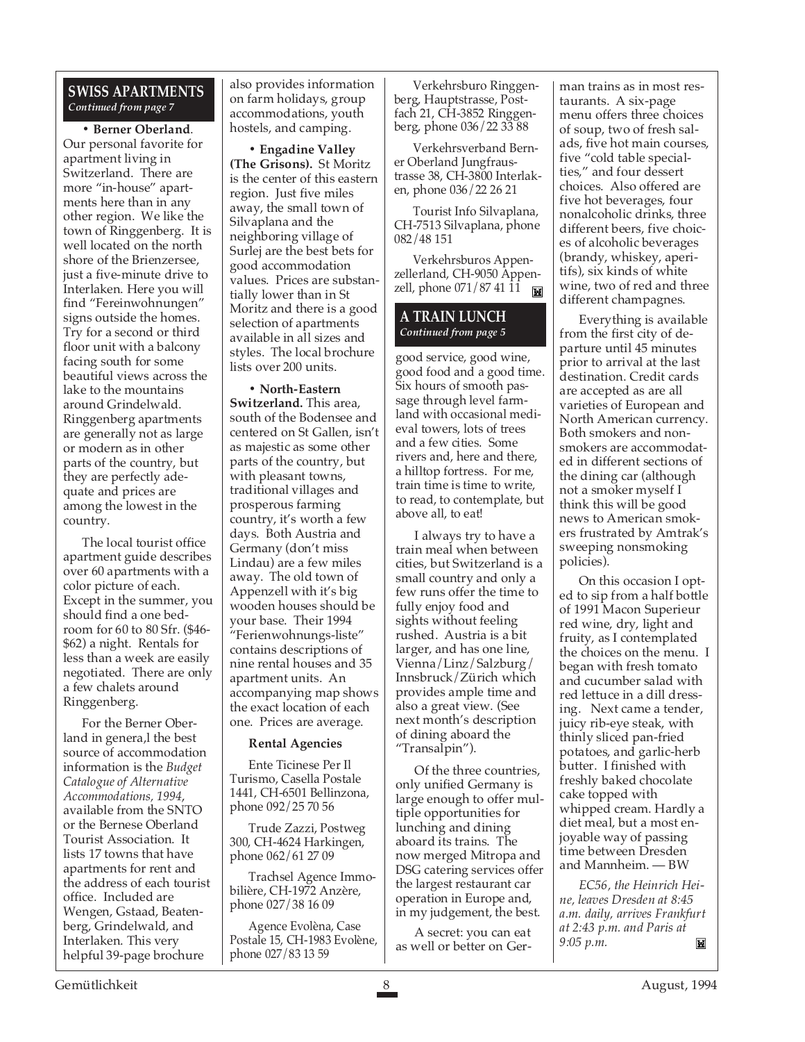## SWISS APARTMENTS

*Continued from page 7*

• **Berner Oberland**. Our personal favorite for apartment living in Switzerland. There are more "in-house" apartments here than in any other region. We like the town of Ringgenberg. It is well located on the north shore of the Brienzersee, just a five-minute drive to Interlaken. Here you will find "Fereinwohnungen" signs outside the homes. Try for a second or third floor unit with a balcony facing south for some beautiful views across the lake to the mountains around Grindelwald. Ringgenberg apartments are generally not as large or modern as in other parts of the country, but they are perfectly adequate and prices are among the lowest in the country.

The local tourist office apartment guide describes over 60 apartments with a color picture of each. Except in the summer, you should find a one bedroom for 60 to 80 Sfr. ($46-$62) a night. Rentals for less than a week are easily negotiated. There are only a few chalets around Ringgenberg.

For the Berner Oberland in genera,l the best source of accommodation information is the *Budget Catalogue of Alternative Accommodations, 1994*, available from the SNTO or the Bernese Oberland Tourist Association. It lists 17 towns that have apartments for rent and the address of each tourist office. Included are Wengen, Gstaad, Beatenberg, Grindelwald, and Interlaken. This very helpful 39-page brochure also provides information on farm holidays, group accommodations, youth hostels, and camping.

• **Engadine Valley (The Grisons).** St Moritz is the center of this eastern region. Just five miles away, the small town of Silvaplana and the neighboring village of Surlej are the best bets for good accommodation values. Prices are substantially lower than in St Moritz and there is a good selection of apartments available in all sizes and styles. The local brochure lists over 200 units.

• **North-Eastern Switzerland.** This area, south of the Bodensee and centered on St Gallen, isn't as majestic as some other parts of the country, but with pleasant towns, traditional villages and prosperous farming country, it's worth a few days. Both Austria and Germany (don't miss Lindau) are a few miles away. The old town of Appenzell with it's big wooden houses should be your base. Their 1994 "Ferienwohnungs-liste" contains descriptions of nine rental houses and 35 apartment units. An accompanying map shows the exact location of each one. Prices are average.

**Rental Agencies**

Ente Ticinese Per Il Turismo, Casella Postale 1441, CH-6501 Bellinzona, phone 092/25 70 56

Trude Zazzi, Postweg 300, CH-4624 Harkingen, phone 062/61 27 09

Trachsel Agence Immobilière, CH-1972 Anzère, phone 027/38 16 09

Agence Evolèna, Case Postale 15, CH-1983 Evolène, phone 027/83 13 59

Verkehrsburo Ringgenberg, Hauptstrasse, Postfach 21, CH-3852 Ringgenberg, phone 036/22 33 88

Verkehrsverband Berner Oberland Jungfraustrasse 38, CH-3800 Interlaken, phone 036/22 26 21

Tourist Info Silvaplana, CH-7513 Silvaplana, phone 082/48 151

Verkehrsburos Appenzellerland, CH-9050 Appenzell, phone 071/87 41 11

## A TRAIN LUNCH

*Continued from page 5*

good service, good wine, good food and a good time. Six hours of smooth passage through level farmland with occasional medieval towers, lots of trees and a few cities. Some rivers and, here and there, a hilltop fortress. For me, train time is time to write, to read, to contemplate, but above all, to eat!

I always try to have a train meal when between cities, but Switzerland is a small country and only a few runs offer the time to fully enjoy food and sights without feeling rushed. Austria is a bit larger, and has one line, Vienna/Linz/Salzburg/Innsbruck/Zürich which provides ample time and also a great view. (See next month's description of dining aboard the "Transalpin").

Of the three countries, only unified Germany is large enough to offer multiple opportunities for lunching and dining aboard its trains. The now merged Mitropa and DSG catering services offer the largest restaurant car operation in Europe and, in my judgement, the best.

A secret: you can eat as well or better on German trains as in most restaurants. A six-page menu offers three choices of soup, two of fresh salads, five hot main courses, five "cold table specialties," and four dessert choices. Also offered are five hot beverages, four nonalcoholic drinks, three different beers, five choices of alcoholic beverages (brandy, whiskey, aperitifs), six kinds of white wine, two of red and three different champagnes.

Everything is available from the first city of departure until 45 minutes prior to arrival at the last destination. Credit cards are accepted as are all varieties of European and North American currency. Both smokers and nonsmokers are accommodated in different sections of the dining car (although not a smoker myself I think this will be good news to American smokers frustrated by Amtrak's sweeping nonsmoking policies).

On this occasion I opted to sip from a half bottle of 1991 Macon Superieur red wine, dry, light and fruity, as I contemplated the choices on the menu. I began with fresh tomato and cucumber salad with red lettuce in a dill dressing. Next came a tender, juicy rib-eye steak, with thinly sliced pan-fried potatoes, and garlic-herb butter. I finished with freshly baked chocolate cake topped with whipped cream. Hardly a diet meal, but a most enjoyable way of passing time between Dresden and Mannheim. — BW

*EC56, the Heinrich Heine, leaves Dresden at 8:45 a.m. daily, arrives Frankfurt at 2:43 p.m. and Paris at 9:05 p.m.*